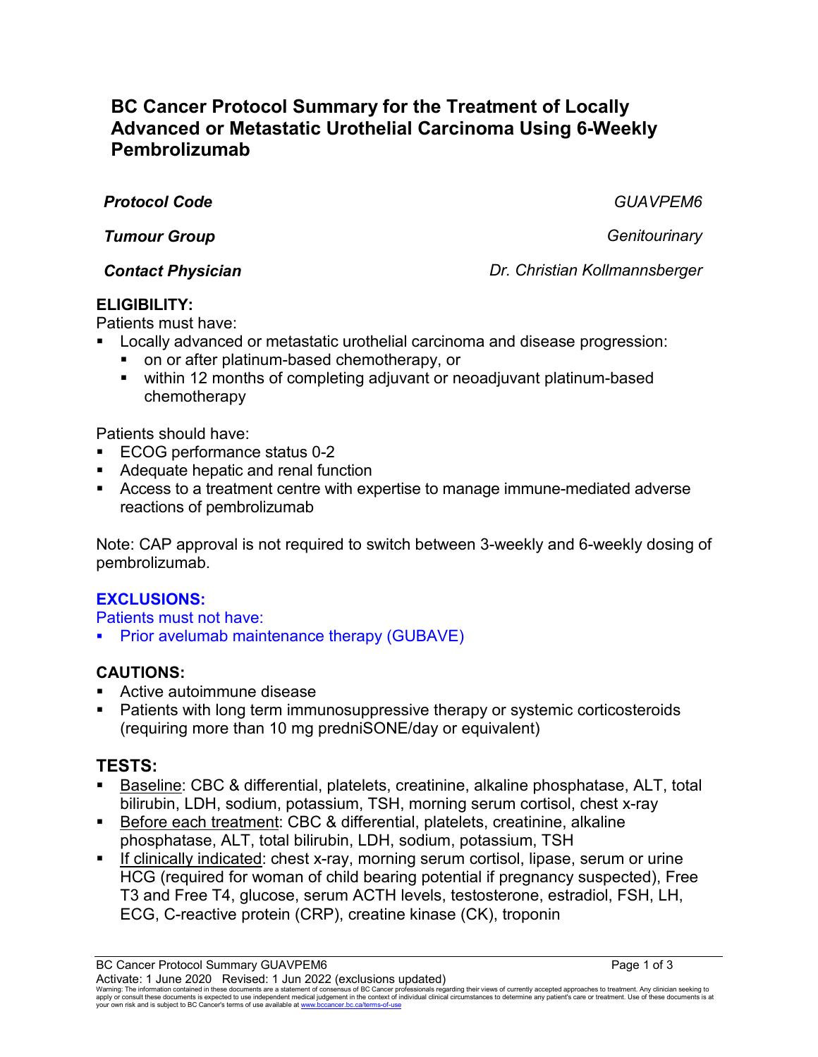# BC Cancer Protocol Summary for the Treatment of Locally Advanced or Metastatic Urothelial Carcinoma Using 6-Weekly Pembrolizumab

| | |
|---|---|
| ***Protocol Code*** | *GUAVPEM6* |
| ***Tumour Group*** | *Genitourinary* |
| ***Contact Physician*** | *Dr. Christian Kollmannsberger* |

## ELIGIBILITY:

Patients must have:

- Locally advanced or metastatic urothelial carcinoma and disease progression:
  - on or after platinum-based chemotherapy, or
  - within 12 months of completing adjuvant or neoadjuvant platinum-based chemotherapy

Patients should have:

- ECOG performance status 0-2
- Adequate hepatic and renal function
- Access to a treatment centre with expertise to manage immune-mediated adverse reactions of pembrolizumab

Note: CAP approval is not required to switch between 3-weekly and 6-weekly dosing of pembrolizumab.

## EXCLUSIONS:

Patients must not have:

- Prior avelumab maintenance therapy (GUBAVE)

## CAUTIONS:

- Active autoimmune disease
- Patients with long term immunosuppressive therapy or systemic corticosteroids (requiring more than 10 mg predniSONE/day or equivalent)

## TESTS:

- Baseline: CBC & differential, platelets, creatinine, alkaline phosphatase, ALT, total bilirubin, LDH, sodium, potassium, TSH, morning serum cortisol, chest x-ray
- Before each treatment: CBC & differential, platelets, creatinine, alkaline phosphatase, ALT, total bilirubin, LDH, sodium, potassium, TSH
- If clinically indicated: chest x-ray, morning serum cortisol, lipase, serum or urine HCG (required for woman of child bearing potential if pregnancy suspected), Free T3 and Free T4, glucose, serum ACTH levels, testosterone, estradiol, FSH, LH, ECG, C-reactive protein (CRP), creatine kinase (CK), troponin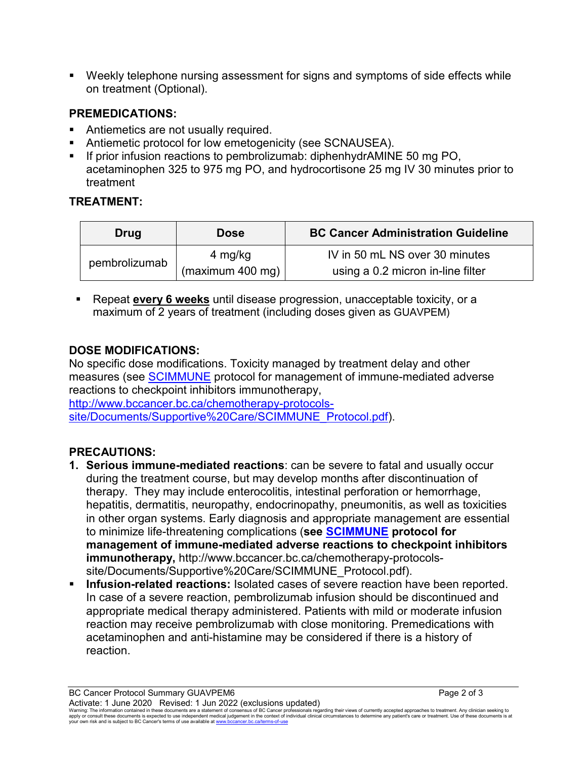- Weekly telephone nursing assessment for signs and symptoms of side effects while on treatment (Optional).

## PREMEDICATIONS:

- Antiemetics are not usually required.
- Antiemetic protocol for low emetogenicity (see SCNAUSEA).
- If prior infusion reactions to pembrolizumab: diphenhydrAMINE 50 mg PO, acetaminophen 325 to 975 mg PO, and hydrocortisone 25 mg IV 30 minutes prior to treatment

## TREATMENT:

| Drug | Dose | BC Cancer Administration Guideline |
|---|---|---|
| pembrolizumab | 4 mg/kg (maximum 400 mg) | IV in 50 mL NS over 30 minutes using a 0.2 micron in-line filter |

- Repeat **every 6 weeks** until disease progression, unacceptable toxicity, or a maximum of 2 years of treatment (including doses given as GUAVPEM)

## DOSE MODIFICATIONS:

No specific dose modifications. Toxicity managed by treatment delay and other measures (see SCIMMUNE protocol for management of immune-mediated adverse reactions to checkpoint inhibitors immunotherapy, http://www.bccancer.bc.ca/chemotherapy-protocols-site/Documents/Supportive%20Care/SCIMMUNE_Protocol.pdf).

## PRECAUTIONS:

1. **Serious immune-mediated reactions**: can be severe to fatal and usually occur during the treatment course, but may develop months after discontinuation of therapy. They may include enterocolitis, intestinal perforation or hemorrhage, hepatitis, dermatitis, neuropathy, endocrinopathy, pneumonitis, as well as toxicities in other organ systems. Early diagnosis and appropriate management are essential to minimize life-threatening complications (**see SCIMMUNE protocol for management of immune-mediated adverse reactions to checkpoint inhibitors immunotherapy,** http://www.bccancer.bc.ca/chemotherapy-protocols-site/Documents/Supportive%20Care/SCIMMUNE_Protocol.pdf).

- **Infusion-related reactions:** Isolated cases of severe reaction have been reported. In case of a severe reaction, pembrolizumab infusion should be discontinued and appropriate medical therapy administered. Patients with mild or moderate infusion reaction may receive pembrolizumab with close monitoring. Premedications with acetaminophen and anti-histamine may be considered if there is a history of reaction.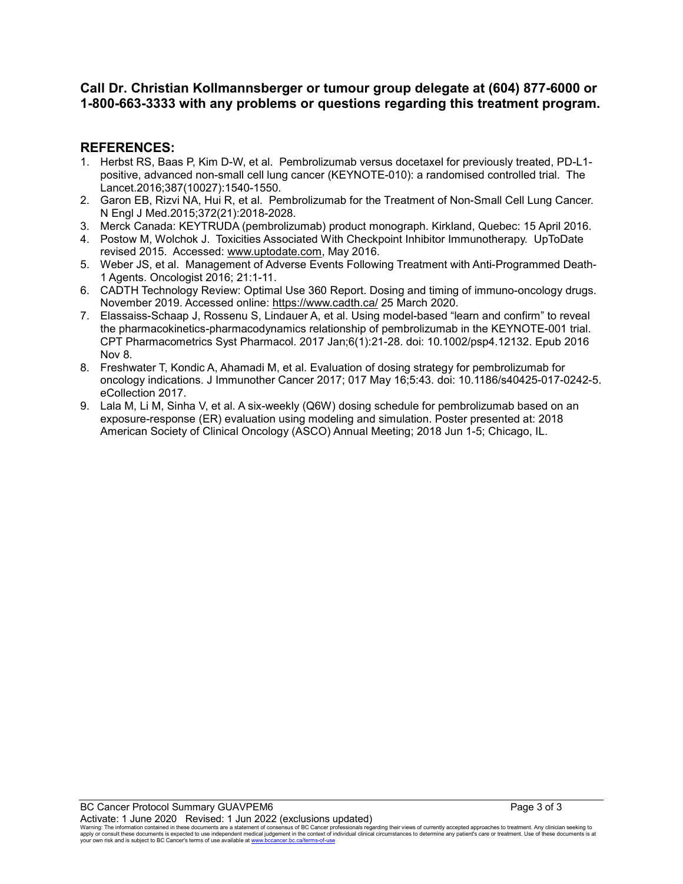**Call Dr. Christian Kollmannsberger or tumour group delegate at (604) 877-6000 or 1-800-663-3333 with any problems or questions regarding this treatment program.**

## REFERENCES:

1. Herbst RS, Baas P, Kim D-W, et al. Pembrolizumab versus docetaxel for previously treated, PD-L1-positive, advanced non-small cell lung cancer (KEYNOTE-010): a randomised controlled trial. The Lancet.2016;387(10027):1540-1550.
2. Garon EB, Rizvi NA, Hui R, et al. Pembrolizumab for the Treatment of Non-Small Cell Lung Cancer. N Engl J Med.2015;372(21):2018-2028.
3. Merck Canada: KEYTRUDA (pembrolizumab) product monograph. Kirkland, Quebec: 15 April 2016.
4. Postow M, Wolchok J. Toxicities Associated With Checkpoint Inhibitor Immunotherapy. UpToDate revised 2015. Accessed: www.uptodate.com, May 2016.
5. Weber JS, et al. Management of Adverse Events Following Treatment with Anti-Programmed Death-1 Agents. Oncologist 2016; 21:1-11.
6. CADTH Technology Review: Optimal Use 360 Report. Dosing and timing of immuno-oncology drugs. November 2019. Accessed online: https://www.cadth.ca/ 25 March 2020.
7. Elassaiss-Schaap J, Rossenu S, Lindauer A, et al. Using model-based "learn and confirm" to reveal the pharmacokinetics-pharmacodynamics relationship of pembrolizumab in the KEYNOTE-001 trial. CPT Pharmacometrics Syst Pharmacol. 2017 Jan;6(1):21-28. doi: 10.1002/psp4.12132. Epub 2016 Nov 8.
8. Freshwater T, Kondic A, Ahamadi M, et al. Evaluation of dosing strategy for pembrolizumab for oncology indications. J Immunother Cancer 2017; 017 May 16;5:43. doi: 10.1186/s40425-017-0242-5. eCollection 2017.
9. Lala M, Li M, Sinha V, et al. A six-weekly (Q6W) dosing schedule for pembrolizumab based on an exposure-response (ER) evaluation using modeling and simulation. Poster presented at: 2018 American Society of Clinical Oncology (ASCO) Annual Meeting; 2018 Jun 1-5; Chicago, IL.